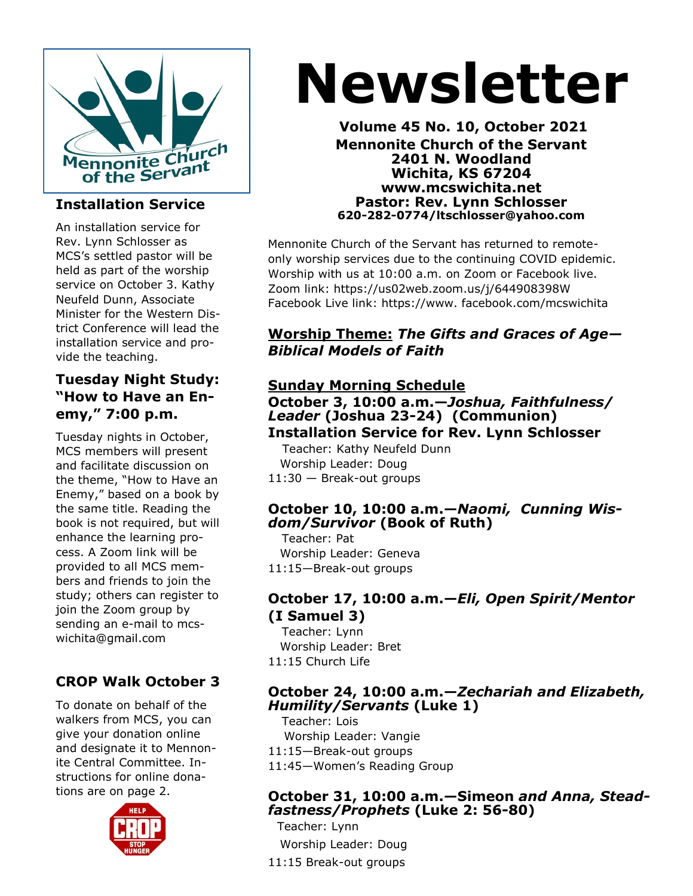# Newsletter

**Volume 45 No. 10, October 2021**
**Mennonite Church of the Servant**
**2401 N. Woodland**
**Wichita, KS 67204**
**www.mcswichita.net**
**Pastor: Rev. Lynn Schlosser**
**620-282-0774/ltschlosser@yahoo.com**

Mennonite Church of the Servant has returned to remote-only worship services due to the continuing COVID epidemic. Worship with us at 10:00 a.m. on Zoom or Facebook live.
Zoom link: https://us02web.zoom.us/j/644908398W
Facebook Live link: https://www. facebook.com/mcswichita

### Installation Service

An installation service for Rev. Lynn Schlosser as MCS's settled pastor will be held as part of the worship service on October 3. Kathy Neufeld Dunn, Associate Minister for the Western District Conference will lead the installation service and provide the teaching.

### Tuesday Night Study: "How to Have an Enemy," 7:00 p.m.

Tuesday nights in October, MCS members will present and facilitate discussion on the theme, "How to Have an Enemy," based on a book by the same title. Reading the book is not required, but will enhance the learning process. A Zoom link will be provided to all MCS members and friends to join the study; others can register to join the Zoom group by sending an e-mail to mcswichita@gmail.com

### CROP Walk October 3

To donate on behalf of the walkers from MCS, you can give your donation online and designate it to Mennonite Central Committee. Instructions for online donations are on page 2.

### <u>Worship Theme:</u> *The Gifts and Graces of Age—Biblical Models of Faith*

### <u>Sunday Morning Schedule</u>

**October 3, 10:00 a.m.—*Joshua, Faithfulness/Leader* (Joshua 23-24) (Communion)**
**Installation Service for Rev. Lynn Schlosser**
Teacher: Kathy Neufeld Dunn
Worship Leader: Doug
11:30 — Break-out groups

**October 10, 10:00 a.m.—*Naomi, Cunning Wisdom/Survivor* (Book of Ruth)**
Teacher: Pat
Worship Leader: Geneva
11:15—Break-out groups

**October 17, 10:00 a.m.—*Eli, Open Spirit/Mentor* (I Samuel 3)**
Teacher: Lynn
Worship Leader: Bret
11:15 Church Life

**October 24, 10:00 a.m.—*Zechariah and Elizabeth, Humility/Servants* (Luke 1)**
Teacher: Lois
Worship Leader: Vangie
11:15—Break-out groups
11:45—Women's Reading Group

**October 31, 10:00 a.m.—Simeon *and Anna, Steadfastness/Prophets* (Luke 2: 56-80)**
Teacher: Lynn
Worship Leader: Doug
11:15 Break-out groups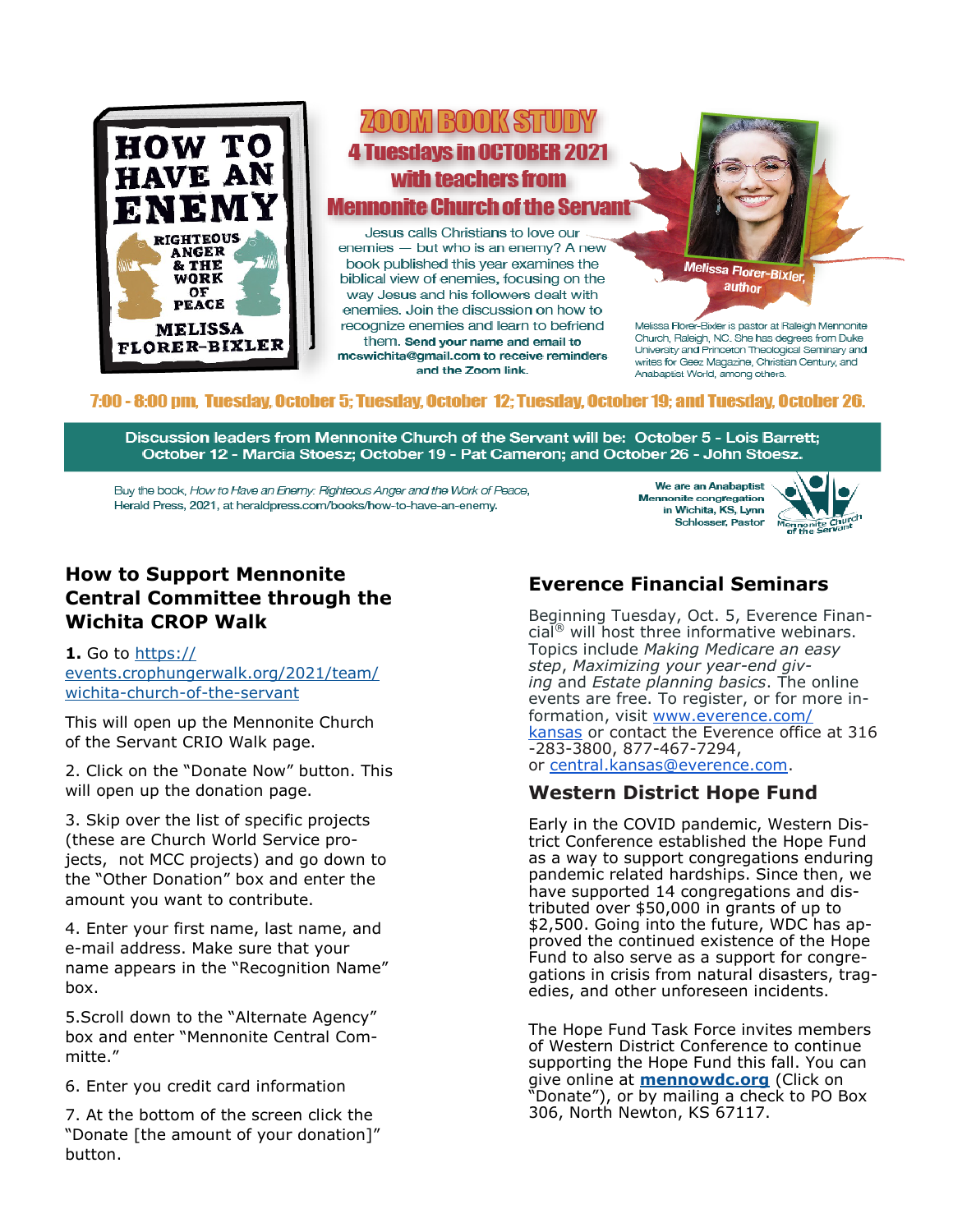**HOW TO HAVE AN ENEMY**
RIGHTEOUS ANGER & THE WORK OF PEACE
MELISSA FLORER-BIXLER

## ZOOM BOOK STUDY

### 4 Tuesdays in OCTOBER 2021 with teachers from Mennonite Church of the Servant

Jesus calls Christians to love our enemies — but who is an enemy? A new book published this year examines the biblical view of enemies, focusing on the way Jesus and his followers dealt with enemies. Join the discussion on how to recognize enemies and learn to befriend them. **Send your name and email to mcswichita@gmail.com to receive reminders and the Zoom link.**

Melissa Florer-Bixler, author

Melissa Florer-Bixler is pastor at Raleigh Mennonite Church, Raleigh, NC. She has degrees from Duke University and Princeton Theological Seminary and writes for Geez Magazine, Christian Century, and Anabaptist World, among others.

**7:00 - 8:00 pm, Tuesday, October 5; Tuesday, October 12; Tuesday, October 19; and Tuesday, October 26.**

**Discussion leaders from Mennonite Church of the Servant will be: October 5 - Lois Barrett; October 12 - Marcia Stoesz; October 19 - Pat Cameron; and October 26 - John Stoesz.**

Buy the book, *How to Have an Enemy: Righteous Anger and the Work of Peace*, Herald Press, 2021, at heraldpress.com/books/how-to-have-an-enemy.

**We are an Anabaptist Mennonite congregation in Wichita, KS, Lynn Schlosser, Pastor**

Mennonite Church of the Servant

## How to Support Mennonite Central Committee through the Wichita CROP Walk

**1.** Go to https://events.crophungerwalk.org/2021/team/wichita-church-of-the-servant

This will open up the Mennonite Church of the Servant CRIO Walk page.

2. Click on the "Donate Now" button. This will open up the donation page.

3. Skip over the list of specific projects (these are Church World Service projects, not MCC projects) and go down to the "Other Donation" box and enter the amount you want to contribute.

4. Enter your first name, last name, and e-mail address. Make sure that your name appears in the "Recognition Name" box.

5.Scroll down to the "Alternate Agency" box and enter "Mennonite Central Committe."

6. Enter you credit card information

7. At the bottom of the screen click the "Donate [the amount of your donation]" button.

## Everence Financial Seminars

Beginning Tuesday, Oct. 5, Everence Financial® will host three informative webinars. Topics include *Making Medicare an easy step*, *Maximizing your year-end giving* and *Estate planning basics*. The online events are free. To register, or for more information, visit www.everence.com/kansas or contact the Everence office at 316-283-3800, 877-467-7294, or central.kansas@everence.com.

## Western District Hope Fund

Early in the COVID pandemic, Western District Conference established the Hope Fund as a way to support congregations enduring pandemic related hardships. Since then, we have supported 14 congregations and distributed over $50,000 in grants of up to $2,500. Going into the future, WDC has approved the continued existence of the Hope Fund to also serve as a support for congregations in crisis from natural disasters, tragedies, and other unforeseen incidents.

The Hope Fund Task Force invites members of Western District Conference to continue supporting the Hope Fund this fall. You can give online at **mennowdc.org** (Click on "Donate"), or by mailing a check to PO Box 306, North Newton, KS 67117.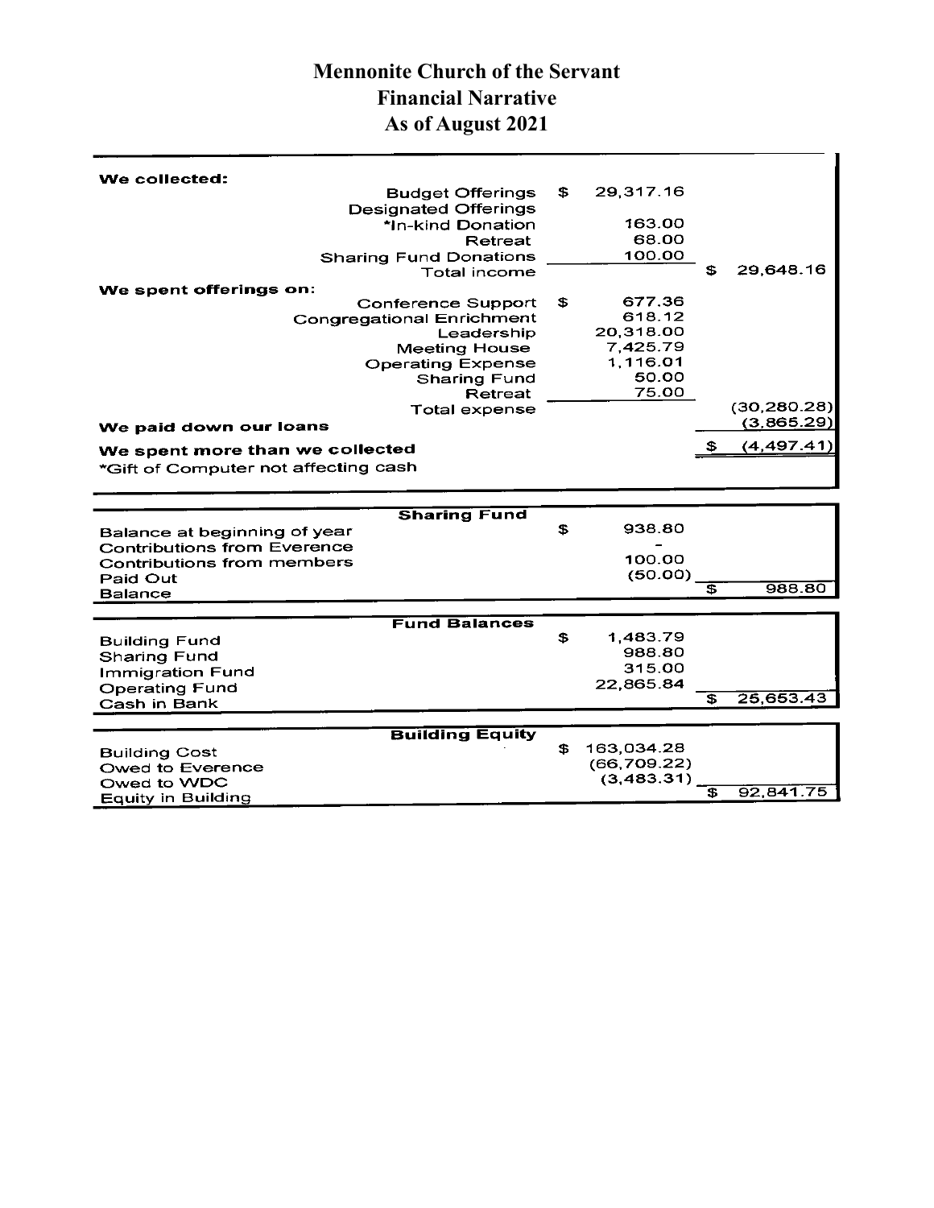# Mennonite Church of the Servant
## Financial Narrative
## As of August 2021

| | | | |
|---|---|---|---|
| **We collected:** | | | |
| Budget Offerings | $ | 29,317.16 | |
| Designated Offerings | | | |
| *In-kind Donation | | 163.00 | |
| Retreat | | 68.00 | |
| Sharing Fund Donations | | 100.00 | |
| Total income | | | $ 29,648.16 |
| **We spent offerings on:** | | | |
| Conference Support | $ | 677.36 | |
| Congregational Enrichment | | 618.12 | |
| Leadership | | 20,318.00 | |
| Meeting House | | 7,425.79 | |
| Operating Expense | | 1,116.01 | |
| Sharing Fund | | 50.00 | |
| Retreat | | 75.00 | |
| Total expense | | | (30,280.28) |
| **We paid down our loans** | | | (3,865.29) |
| **We spent more than we collected** | | | $ (4,497.41) |
| *Gift of Computer not affecting cash | | | |

| Sharing Fund | | | |
|---|---|---|---|
| Balance at beginning of year | $ | 938.80 | |
| Contributions from Everence | | - | |
| Contributions from members | | 100.00 | |
| Paid Out | | (50.00) | |
| Balance | | | $ 988.80 |

| Fund Balances | | | |
|---|---|---|---|
| Building Fund | $ | 1,483.79 | |
| Sharing Fund | | 988.80 | |
| Immigration Fund | | 315.00 | |
| Operating Fund | | 22,865.84 | |
| Cash in Bank | | | $ 25,653.43 |

| Building Equity | | | |
|---|---|---|---|
| Building Cost | $ | 163,034.28 | |
| Owed to Everence | | (66,709.22) | |
| Owed to WDC | | (3,483.31) | |
| Equity in Building | | | $ 92,841.75 |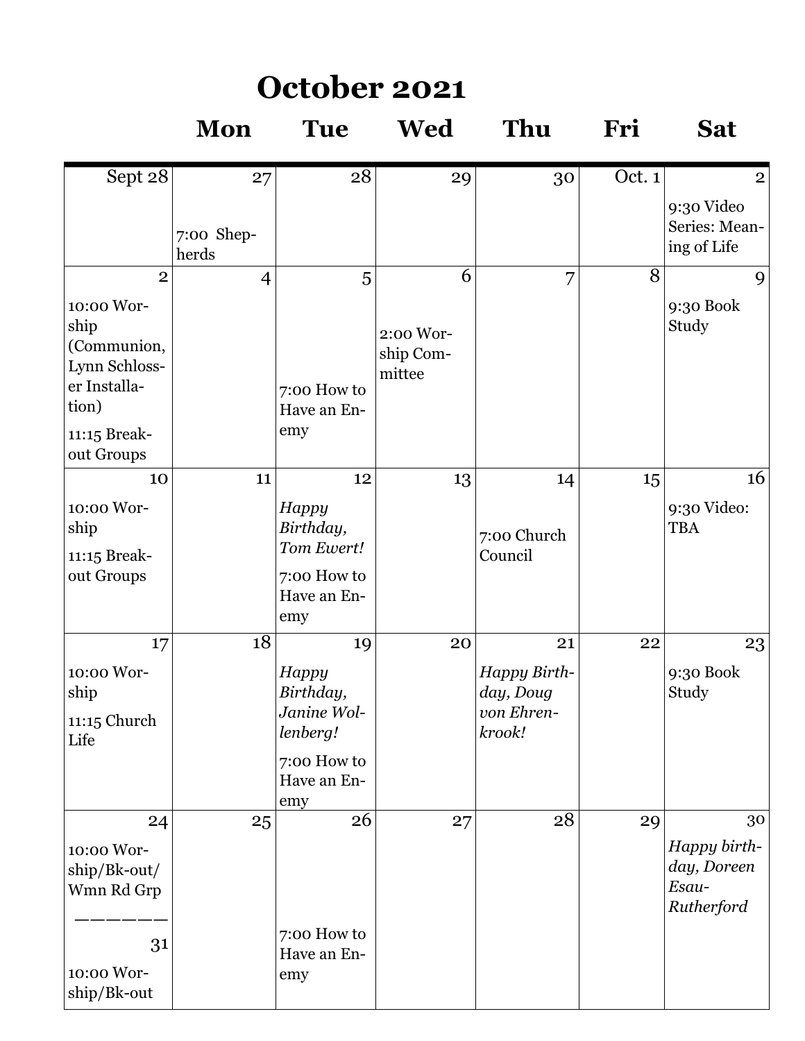# October 2021

| | Mon | Tue | Wed | Thu | Fri | Sat |
|---|---|---|---|---|---|---|
| Sept 28 | 27<br>7:00 Shepherds | 28 | 29 | 30 | Oct. 1 | 2<br>9:30 Video Series: Meaning of Life |
| 2<br>10:00 Worship (Communion, Lynn Schlosser Installation)<br>11:15 Breakout Groups | 4 | 5<br>7:00 How to Have an Enemy | 6<br>2:00 Worship Committee | 7 | 8 | 9<br>9:30 Book Study |
| 10<br>10:00 Worship<br>11:15 Breakout Groups | 11 | 12<br>*Happy Birthday, Tom Ewert!*<br>7:00 How to Have an Enemy | 13 | 14<br>7:00 Church Council | 15 | 16<br>9:30 Video: TBA |
| 17<br>10:00 Worship<br>11:15 Church Life | 18 | 19<br>*Happy Birthday, Janine Wollenberg!*<br>7:00 How to Have an Enemy | 20 | 21<br>*Happy Birthday, Doug von Ehrenkrook!* | 22 | 23<br>9:30 Book Study |
| 24<br>10:00 Worship/Bk-out/ Wmn Rd Grp<br>——————<br>31<br>10:00 Worship/Bk-out | 25 | 26<br>7:00 How to Have an Enemy | 27 | 28 | 29 | 30<br>*Happy birthday, Doreen Esau-Rutherford* |